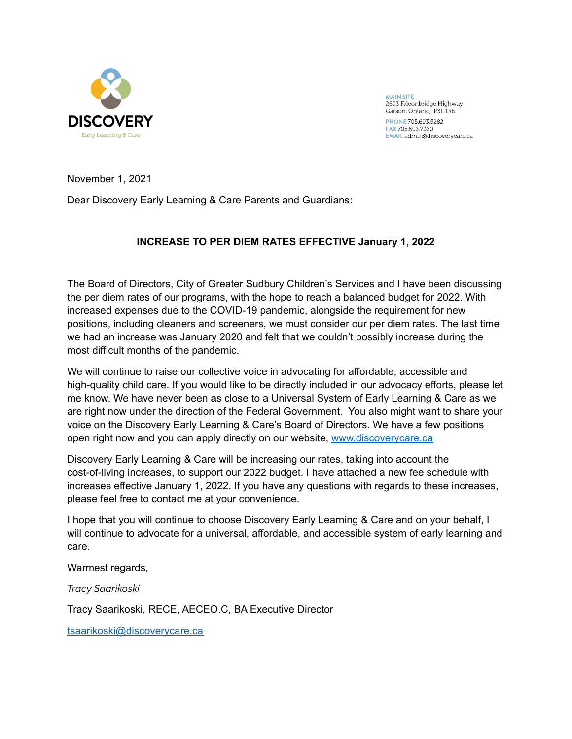DISCOVERY

Early Learning & Care

MAIN SITE
2603 Falconbridge Highway
Garson, Ontario, P3L 1K6
PHONE 705.693.5282
FAX 705.693.7330
EMAIL admin@discoverycare.ca

November 1, 2021

Dear Discovery Early Learning & Care Parents and Guardians:

**INCREASE TO PER DIEM RATES EFFECTIVE January 1, 2022**

The Board of Directors, City of Greater Sudbury Children's Services and I have been discussing the per diem rates of our programs, with the hope to reach a balanced budget for 2022. With increased expenses due to the COVID-19 pandemic, alongside the requirement for new positions, including cleaners and screeners, we must consider our per diem rates. The last time we had an increase was January 2020 and felt that we couldn't possibly increase during the most difficult months of the pandemic.

We will continue to raise our collective voice in advocating for affordable, accessible and high-quality child care. If you would like to be directly included in our advocacy efforts, please let me know. We have never been as close to a Universal System of Early Learning & Care as we are right now under the direction of the Federal Government. You also might want to share your voice on the Discovery Early Learning & Care's Board of Directors. We have a few positions open right now and you can apply directly on our website, [www.discoverycare.ca](http://www.discoverycare.ca)

Discovery Early Learning & Care will be increasing our rates, taking into account the cost-of-living increases, to support our 2022 budget. I have attached a new fee schedule with increases effective January 1, 2022. If you have any questions with regards to these increases, please feel free to contact me at your convenience.

I hope that you will continue to choose Discovery Early Learning & Care and on your behalf, I will continue to advocate for a universal, affordable, and accessible system of early learning and care.

Warmest regards,

*Tracy Saarikoski*

Tracy Saarikoski, RECE, AECEO.C, BA Executive Director

[tsaarikoski@discoverycare.ca](mailto:tsaarikoski@discoverycare.ca)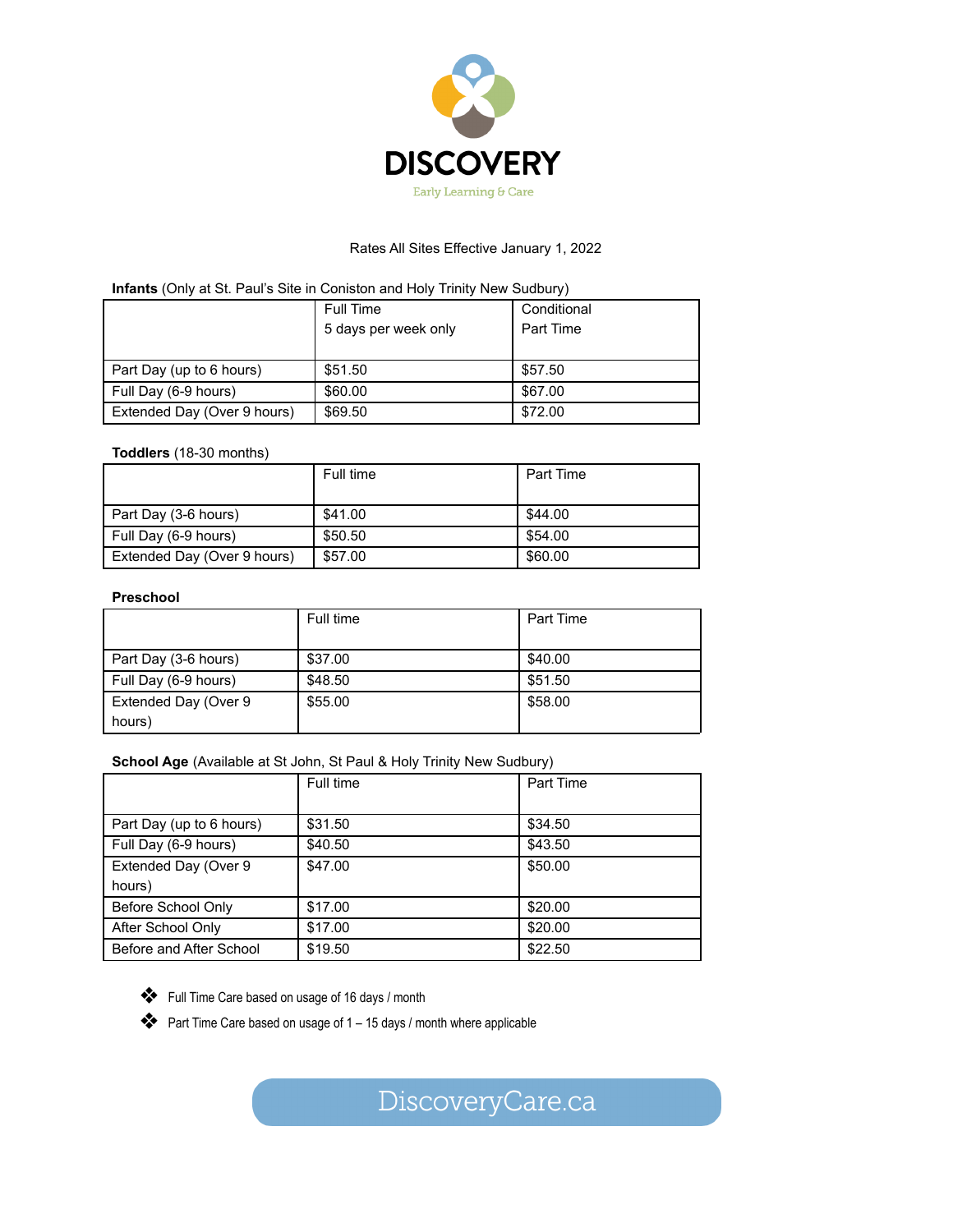# DISCOVERY

Early Learning & Care

Rates All Sites Effective January 1, 2022

**Infants** (Only at St. Paul's Site in Coniston and Holy Trinity New Sudbury)

| | Full Time<br>5 days per week only | Conditional<br>Part Time |
|---|---|---|
| Part Day (up to 6 hours) | $51.50 | $57.50 |
| Full Day (6-9 hours) | $60.00 | $67.00 |
| Extended Day (Over 9 hours) | $69.50 | $72.00 |

**Toddlers** (18-30 months)

| | Full time | Part Time |
|---|---|---|
| Part Day (3-6 hours) | $41.00 | $44.00 |
| Full Day (6-9 hours) | $50.50 | $54.00 |
| Extended Day (Over 9 hours) | $57.00 | $60.00 |

**Preschool**

| | Full time | Part Time |
|---|---|---|
| Part Day (3-6 hours) | $37.00 | $40.00 |
| Full Day (6-9 hours) | $48.50 | $51.50 |
| Extended Day (Over 9 hours) | $55.00 | $58.00 |

**School Age** (Available at St John, St Paul & Holy Trinity New Sudbury)

| | Full time | Part Time |
|---|---|---|
| Part Day (up to 6 hours) | $31.50 | $34.50 |
| Full Day (6-9 hours) | $40.50 | $43.50 |
| Extended Day (Over 9 hours) | $47.00 | $50.00 |
| Before School Only | $17.00 | $20.00 |
| After School Only | $17.00 | $20.00 |
| Before and After School | $19.50 | $22.50 |

- Full Time Care based on usage of 16 days / month
- Part Time Care based on usage of 1 – 15 days / month where applicable

DiscoveryCare.ca